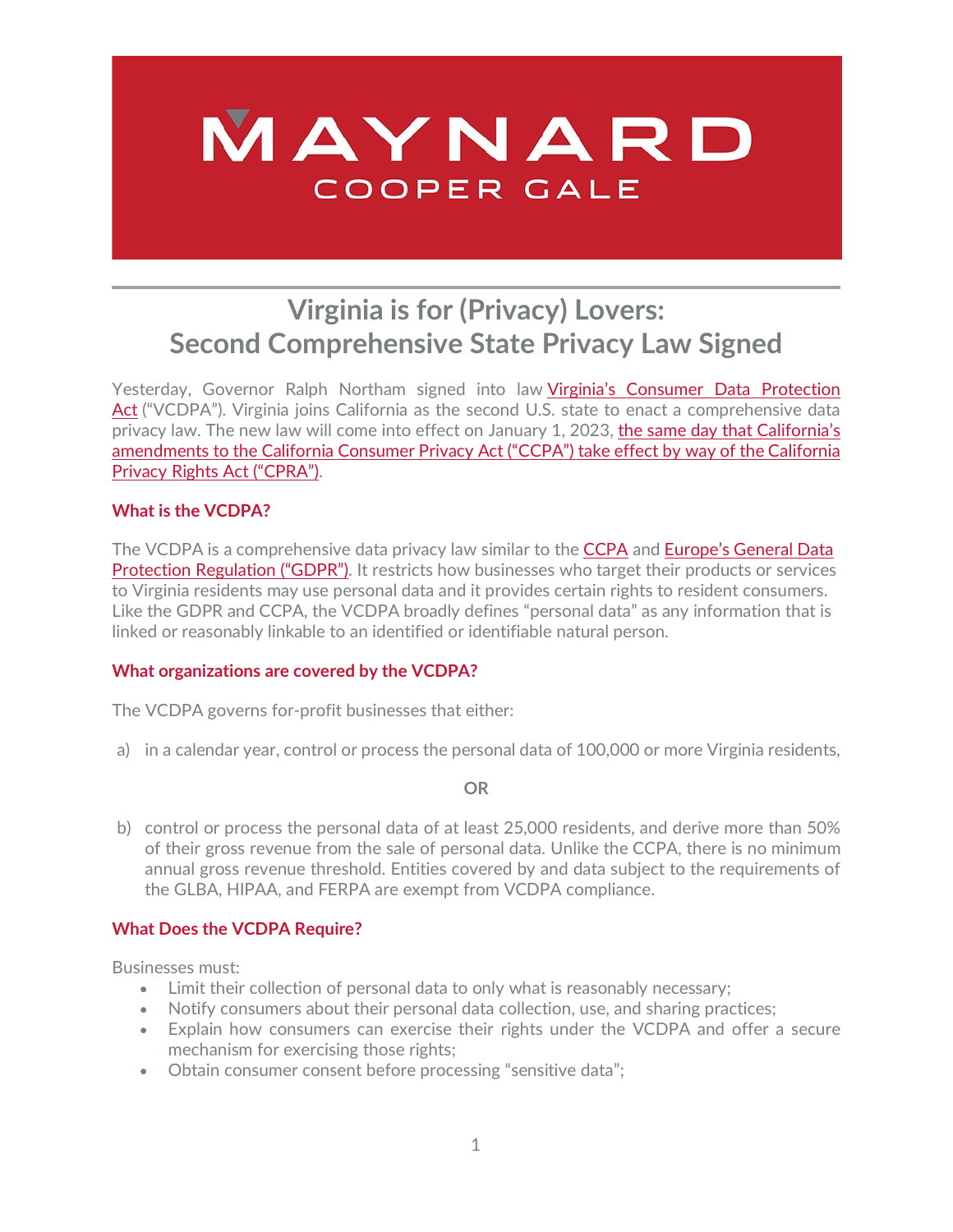MAYNARD COOPER GALE

# Virginia is for (Privacy) Lovers: Second Comprehensive State Privacy Law Signed

Yesterday, Governor Ralph Northam signed into law Virginia's Consumer Data Protection Act ("VCDPA"). Virginia joins California as the second U.S. state to enact a comprehensive data privacy law. The new law will come into effect on January 1, 2023, the same day that California's amendments to the California Consumer Privacy Act ("CCPA") take effect by way of the California Privacy Rights Act ("CPRA").

## What is the VCDPA?

The VCDPA is a comprehensive data privacy law similar to the CCPA and Europe's General Data Protection Regulation ("GDPR"). It restricts how businesses who target their products or services to Virginia residents may use personal data and it provides certain rights to resident consumers. Like the GDPR and CCPA, the VCDPA broadly defines "personal data" as any information that is linked or reasonably linkable to an identified or identifiable natural person.

## What organizations are covered by the VCDPA?

The VCDPA governs for-profit businesses that either:

a) in a calendar year, control or process the personal data of 100,000 or more Virginia residents,

**OR**

b) control or process the personal data of at least 25,000 residents, and derive more than 50% of their gross revenue from the sale of personal data. Unlike the CCPA, there is no minimum annual gross revenue threshold. Entities covered by and data subject to the requirements of the GLBA, HIPAA, and FERPA are exempt from VCDPA compliance.

## What Does the VCDPA Require?

Businesses must:

- Limit their collection of personal data to only what is reasonably necessary;
- Notify consumers about their personal data collection, use, and sharing practices;
- Explain how consumers can exercise their rights under the VCDPA and offer a secure mechanism for exercising those rights;
- Obtain consumer consent before processing "sensitive data";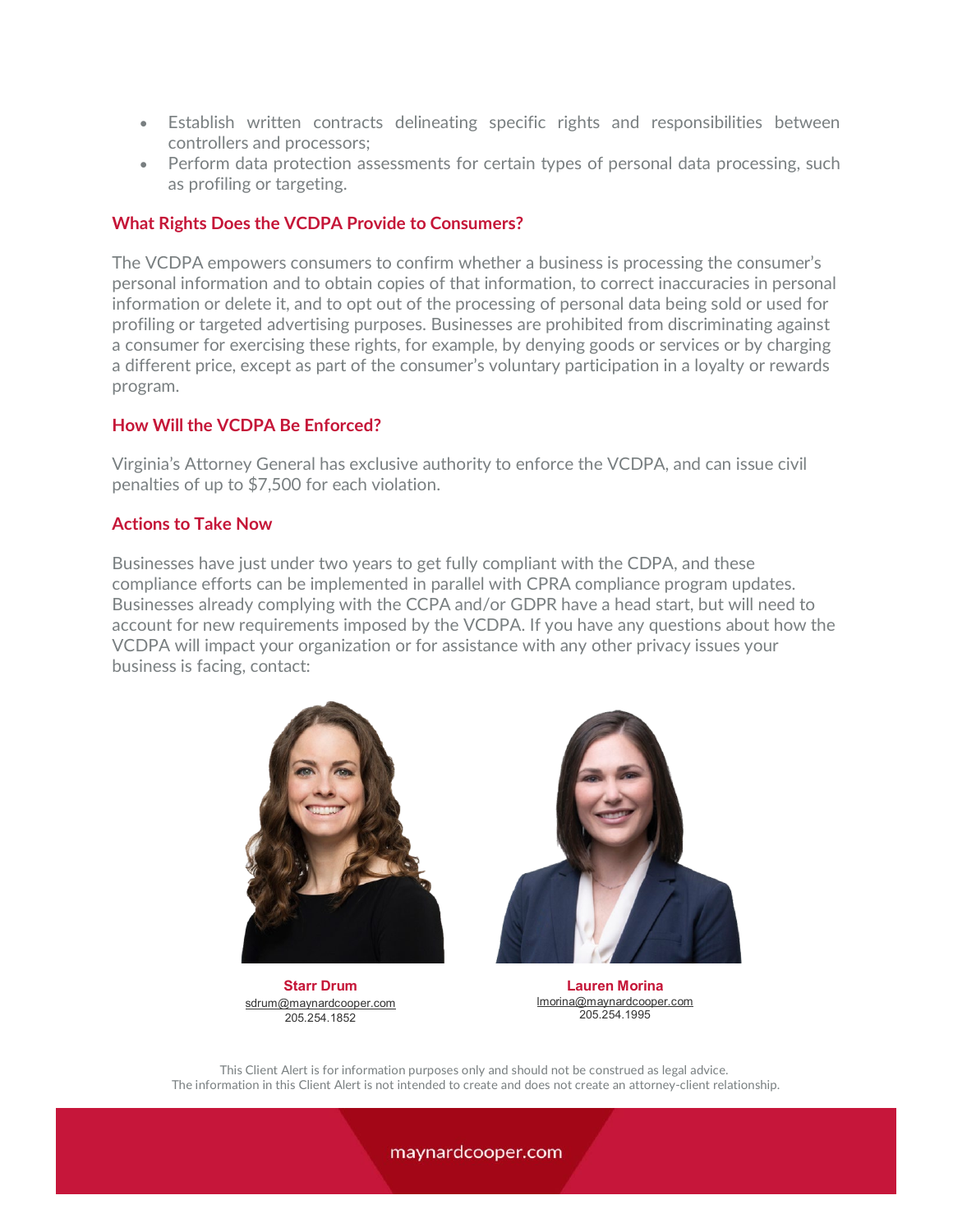- Establish written contracts delineating specific rights and responsibilities between controllers and processors;
- Perform data protection assessments for certain types of personal data processing, such as profiling or targeting.

## What Rights Does the VCDPA Provide to Consumers?

The VCDPA empowers consumers to confirm whether a business is processing the consumer's personal information and to obtain copies of that information, to correct inaccuracies in personal information or delete it, and to opt out of the processing of personal data being sold or used for profiling or targeted advertising purposes. Businesses are prohibited from discriminating against a consumer for exercising these rights, for example, by denying goods or services or by charging a different price, except as part of the consumer's voluntary participation in a loyalty or rewards program.

## How Will the VCDPA Be Enforced?

Virginia's Attorney General has exclusive authority to enforce the VCDPA, and can issue civil penalties of up to $7,500 for each violation.

## Actions to Take Now

Businesses have just under two years to get fully compliant with the CDPA, and these compliance efforts can be implemented in parallel with CPRA compliance program updates. Businesses already complying with the CCPA and/or GDPR have a head start, but will need to account for new requirements imposed by the VCDPA. If you have any questions about how the VCDPA will impact your organization or for assistance with any other privacy issues your business is facing, contact:

**Starr Drum**
sdrum@maynardcooper.com
205.254.1852

**Lauren Morina**
lmorina@maynardcooper.com
205.254.1995

This Client Alert is for information purposes only and should not be construed as legal advice.
The information in this Client Alert is not intended to create and does not create an attorney-client relationship.

maynardcooper.com